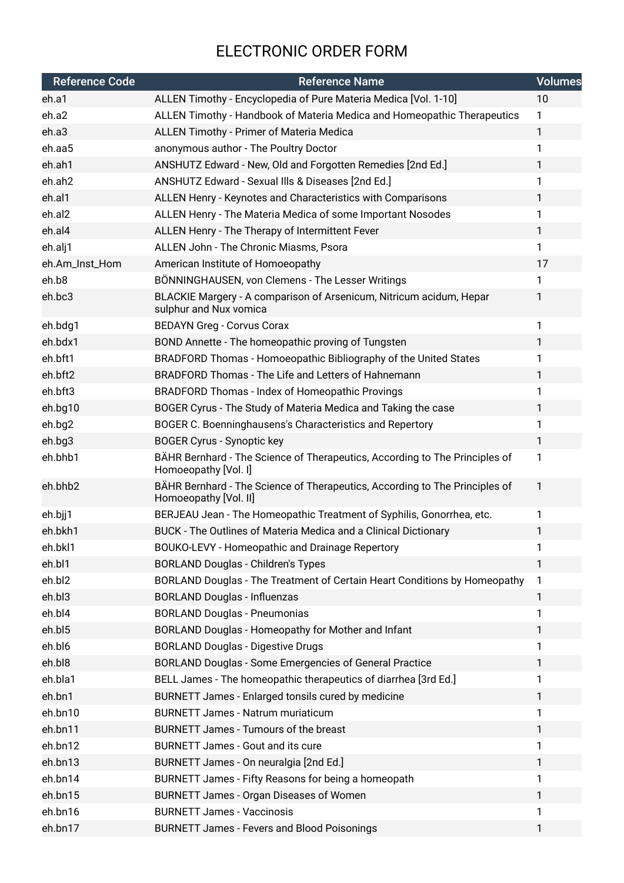# ELECTRONIC ORDER FORM

| Reference Code | Reference Name | Volumes |
|---|---|---|
| eh.a1 | ALLEN Timothy - Encyclopedia of Pure Materia Medica [Vol. 1-10] | 10 |
| eh.a2 | ALLEN Timothy - Handbook of Materia Medica and Homeopathic Therapeutics | 1 |
| eh.a3 | ALLEN Timothy - Primer of Materia Medica | 1 |
| eh.aa5 | anonymous author - The Poultry Doctor | 1 |
| eh.ah1 | ANSHUTZ Edward - New, Old and Forgotten Remedies [2nd Ed.] | 1 |
| eh.ah2 | ANSHUTZ Edward - Sexual Ills & Diseases [2nd Ed.] | 1 |
| eh.al1 | ALLEN Henry - Keynotes and Characteristics with Comparisons | 1 |
| eh.al2 | ALLEN Henry - The Materia Medica of some Important Nosodes | 1 |
| eh.al4 | ALLEN Henry - The Therapy of Intermittent Fever | 1 |
| eh.alj1 | ALLEN John - The Chronic Miasms, Psora | 1 |
| eh.Am_Inst_Hom | American Institute of Homoeopathy | 17 |
| eh.b8 | BÖNNINGHAUSEN, von Clemens - The Lesser Writings | 1 |
| eh.bc3 | BLACKIE Margery - A comparison of Arsenicum, Nitricum acidum, Hepar sulphur and Nux vomica | 1 |
| eh.bdg1 | BEDAYN Greg - Corvus Corax | 1 |
| eh.bdx1 | BOND Annette - The homeopathic proving of Tungsten | 1 |
| eh.bft1 | BRADFORD Thomas - Homoeopathic Bibliography of the United States | 1 |
| eh.bft2 | BRADFORD Thomas - The Life and Letters of Hahnemann | 1 |
| eh.bft3 | BRADFORD Thomas - Index of Homeopathic Provings | 1 |
| eh.bg10 | BOGER Cyrus - The Study of Materia Medica and Taking the case | 1 |
| eh.bg2 | BOGER C. Boenninghausens's Characteristics and Repertory | 1 |
| eh.bg3 | BOGER Cyrus - Synoptic key | 1 |
| eh.bhb1 | BÄHR Bernhard - The Science of Therapeutics, According to The Principles of Homoeopathy [Vol. I] | 1 |
| eh.bhb2 | BÄHR Bernhard - The Science of Therapeutics, According to The Principles of Homoeopathy [Vol. II] | 1 |
| eh.bjj1 | BERJEAU Jean - The Homeopathic Treatment of Syphilis, Gonorrhea, etc. | 1 |
| eh.bkh1 | BUCK - The Outlines of Materia Medica and a Clinical Dictionary | 1 |
| eh.bkl1 | BOUKO-LEVY - Homeopathic and Drainage Repertory | 1 |
| eh.bl1 | BORLAND Douglas - Children's Types | 1 |
| eh.bl2 | BORLAND Douglas - The Treatment of Certain Heart Conditions by Homeopathy | 1 |
| eh.bl3 | BORLAND Douglas - Influenzas | 1 |
| eh.bl4 | BORLAND Douglas - Pneumonias | 1 |
| eh.bl5 | BORLAND Douglas - Homeopathy for Mother and Infant | 1 |
| eh.bl6 | BORLAND Douglas - Digestive Drugs | 1 |
| eh.bl8 | BORLAND Douglas - Some Emergencies of General Practice | 1 |
| eh.bla1 | BELL James - The homeopathic therapeutics of diarrhea [3rd Ed.] | 1 |
| eh.bn1 | BURNETT James - Enlarged tonsils cured by medicine | 1 |
| eh.bn10 | BURNETT James - Natrum muriaticum | 1 |
| eh.bn11 | BURNETT James - Tumours of the breast | 1 |
| eh.bn12 | BURNETT James - Gout and its cure | 1 |
| eh.bn13 | BURNETT James - On neuralgia [2nd Ed.] | 1 |
| eh.bn14 | BURNETT James - Fifty Reasons for being a homeopath | 1 |
| eh.bn15 | BURNETT James - Organ Diseases of Women | 1 |
| eh.bn16 | BURNETT James - Vaccinosis | 1 |
| eh.bn17 | BURNETT James - Fevers and Blood Poisonings | 1 |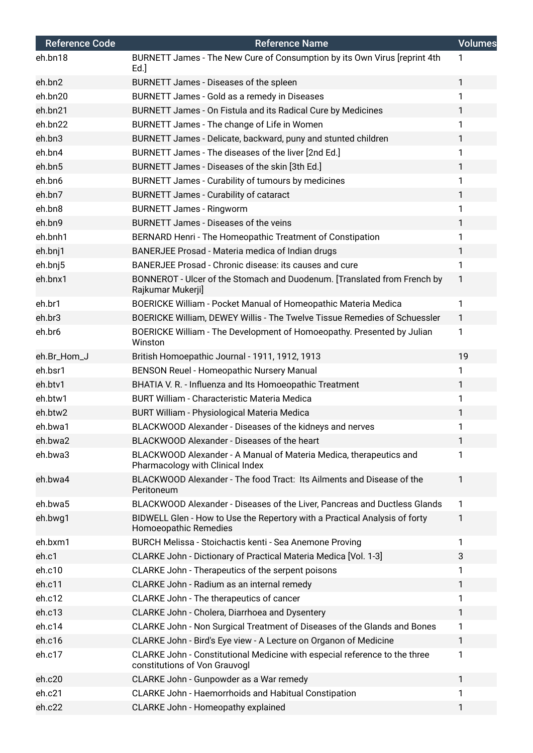| Reference Code | Reference Name | Volumes |
|---|---|---|
| eh.bn18 | BURNETT James - The New Cure of Consumption by its Own Virus [reprint 4th Ed.] | 1 |
| eh.bn2 | BURNETT James - Diseases of the spleen | 1 |
| eh.bn20 | BURNETT James - Gold as a remedy in Diseases | 1 |
| eh.bn21 | BURNETT James - On Fistula and its Radical Cure by Medicines | 1 |
| eh.bn22 | BURNETT James - The change of Life in Women | 1 |
| eh.bn3 | BURNETT James - Delicate, backward, puny and stunted children | 1 |
| eh.bn4 | BURNETT James - The diseases of the liver [2nd Ed.] | 1 |
| eh.bn5 | BURNETT James - Diseases of the skin [3th Ed.] | 1 |
| eh.bn6 | BURNETT James - Curability of tumours by medicines | 1 |
| eh.bn7 | BURNETT James - Curability of cataract | 1 |
| eh.bn8 | BURNETT James - Ringworm | 1 |
| eh.bn9 | BURNETT James - Diseases of the veins | 1 |
| eh.bnh1 | BERNARD Henri - The Homeopathic Treatment of Constipation | 1 |
| eh.bnj1 | BANERJEE Prosad - Materia medica of Indian drugs | 1 |
| eh.bnj5 | BANERJEE Prosad - Chronic disease: its causes and cure | 1 |
| eh.bnx1 | BONNEROT - Ulcer of the Stomach and Duodenum. [Translated from French by Rajkumar Mukerji] | 1 |
| eh.br1 | BOERICKE William - Pocket Manual of Homeopathic Materia Medica | 1 |
| eh.br3 | BOERICKE William, DEWEY Willis - The Twelve Tissue Remedies of Schuessler | 1 |
| eh.br6 | BOERICKE William - The Development of Homoeopathy. Presented by Julian Winston | 1 |
| eh.Br_Hom_J | British Homoepathic Journal - 1911, 1912, 1913 | 19 |
| eh.bsr1 | BENSON Reuel - Homeopathic Nursery Manual | 1 |
| eh.btv1 | BHATIA V. R. - Influenza and Its Homoeopathic Treatment | 1 |
| eh.btw1 | BURT William - Characteristic Materia Medica | 1 |
| eh.btw2 | BURT William - Physiological Materia Medica | 1 |
| eh.bwa1 | BLACKWOOD Alexander - Diseases of the kidneys and nerves | 1 |
| eh.bwa2 | BLACKWOOD Alexander - Diseases of the heart | 1 |
| eh.bwa3 | BLACKWOOD Alexander - A Manual of Materia Medica, therapeutics and Pharmacology with Clinical Index | 1 |
| eh.bwa4 | BLACKWOOD Alexander - The food Tract: Its Ailments and Disease of the Peritoneum | 1 |
| eh.bwa5 | BLACKWOOD Alexander - Diseases of the Liver, Pancreas and Ductless Glands | 1 |
| eh.bwg1 | BIDWELL Glen - How to Use the Repertory with a Practical Analysis of forty Homoeopathic Remedies | 1 |
| eh.bxm1 | BURCH Melissa - Stoichactis kenti - Sea Anemone Proving | 1 |
| eh.c1 | CLARKE John - Dictionary of Practical Materia Medica [Vol. 1-3] | 3 |
| eh.c10 | CLARKE John - Therapeutics of the serpent poisons | 1 |
| eh.c11 | CLARKE John - Radium as an internal remedy | 1 |
| eh.c12 | CLARKE John - The therapeutics of cancer | 1 |
| eh.c13 | CLARKE John - Cholera, Diarrhoea and Dysentery | 1 |
| eh.c14 | CLARKE John - Non Surgical Treatment of Diseases of the Glands and Bones | 1 |
| eh.c16 | CLARKE John - Bird's Eye view - A Lecture on Organon of Medicine | 1 |
| eh.c17 | CLARKE John - Constitutional Medicine with especial reference to the three constitutions of Von Grauvogl | 1 |
| eh.c20 | CLARKE John - Gunpowder as a War remedy | 1 |
| eh.c21 | CLARKE John - Haemorrhoids and Habitual Constipation | 1 |
| eh.c22 | CLARKE John - Homeopathy explained | 1 |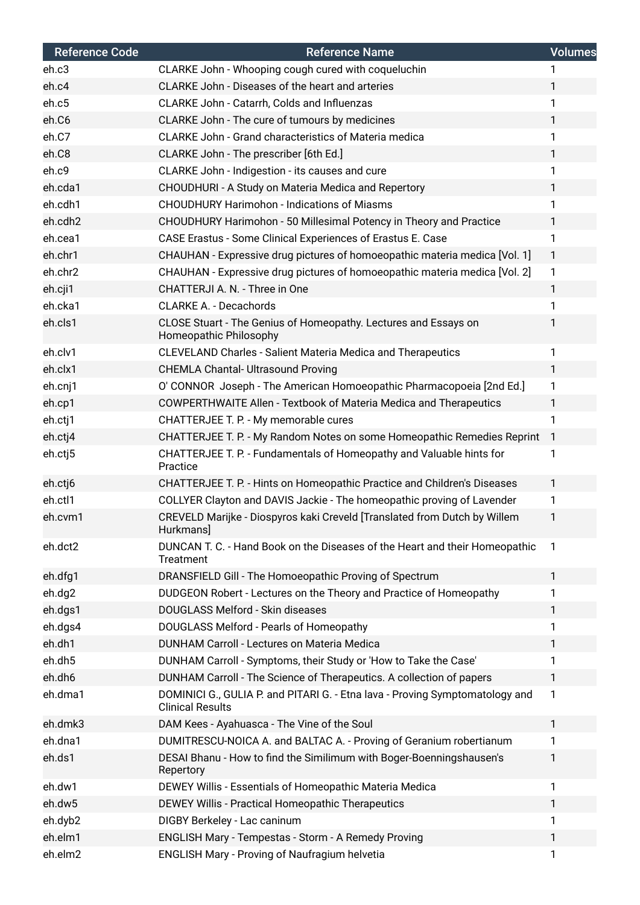| Reference Code | Reference Name | Volumes |
|---|---|---|
| eh.c3 | CLARKE John - Whooping cough cured with coqueluchin | 1 |
| eh.c4 | CLARKE John - Diseases of the heart and arteries | 1 |
| eh.c5 | CLARKE John - Catarrh, Colds and Influenzas | 1 |
| eh.C6 | CLARKE John - The cure of tumours by medicines | 1 |
| eh.C7 | CLARKE John - Grand characteristics of Materia medica | 1 |
| eh.C8 | CLARKE John - The prescriber [6th Ed.] | 1 |
| eh.c9 | CLARKE John - Indigestion - its causes and cure | 1 |
| eh.cda1 | CHOUDHURI - A Study on Materia Medica and Repertory | 1 |
| eh.cdh1 | CHOUDHURY Harimohon - Indications of Miasms | 1 |
| eh.cdh2 | CHOUDHURY Harimohon - 50 Millesimal Potency in Theory and Practice | 1 |
| eh.cea1 | CASE Erastus - Some Clinical Experiences of Erastus E. Case | 1 |
| eh.chr1 | CHAUHAN - Expressive drug pictures of homoeopathic materia medica [Vol. 1] | 1 |
| eh.chr2 | CHAUHAN - Expressive drug pictures of homoeopathic materia medica [Vol. 2] | 1 |
| eh.cji1 | CHATTERJI A. N. - Three in One | 1 |
| eh.cka1 | CLARKE A. - Decachords | 1 |
| eh.cls1 | CLOSE Stuart - The Genius of Homeopathy. Lectures and Essays on Homeopathic Philosophy | 1 |
| eh.clv1 | CLEVELAND Charles - Salient Materia Medica and Therapeutics | 1 |
| eh.clx1 | CHEMLA Chantal- Ultrasound Proving | 1 |
| eh.cnj1 | O' CONNOR Joseph - The American Homoeopathic Pharmacopoeia [2nd Ed.] | 1 |
| eh.cp1 | COWPERTHWAITE Allen - Textbook of Materia Medica and Therapeutics | 1 |
| eh.ctj1 | CHATTERJEE T. P. - My memorable cures | 1 |
| eh.ctj4 | CHATTERJEE T. P. - My Random Notes on some Homeopathic Remedies Reprint | 1 |
| eh.ctj5 | CHATTERJEE T. P. - Fundamentals of Homeopathy and Valuable hints for Practice | 1 |
| eh.ctj6 | CHATTERJEE T. P. - Hints on Homeopathic Practice and Children's Diseases | 1 |
| eh.ctl1 | COLLYER Clayton and DAVIS Jackie - The homeopathic proving of Lavender | 1 |
| eh.cvm1 | CREVELD Marijke - Diospyros kaki Creveld [Translated from Dutch by Willem Hurkmans] | 1 |
| eh.dct2 | DUNCAN T. C. - Hand Book on the Diseases of the Heart and their Homeopathic Treatment | 1 |
| eh.dfg1 | DRANSFIELD Gill - The Homoeopathic Proving of Spectrum | 1 |
| eh.dg2 | DUDGEON Robert - Lectures on the Theory and Practice of Homeopathy | 1 |
| eh.dgs1 | DOUGLASS Melford - Skin diseases | 1 |
| eh.dgs4 | DOUGLASS Melford - Pearls of Homeopathy | 1 |
| eh.dh1 | DUNHAM Carroll - Lectures on Materia Medica | 1 |
| eh.dh5 | DUNHAM Carroll - Symptoms, their Study or 'How to Take the Case' | 1 |
| eh.dh6 | DUNHAM Carroll - The Science of Therapeutics. A collection of papers | 1 |
| eh.dma1 | DOMINICI G., GULIA P. and PITARI G. - Etna lava - Proving Symptomatology and Clinical Results | 1 |
| eh.dmk3 | DAM Kees - Ayahuasca - The Vine of the Soul | 1 |
| eh.dna1 | DUMITRESCU-NOICA A. and BALTAC A. - Proving of Geranium robertianum | 1 |
| eh.ds1 | DESAI Bhanu - How to find the Similimum with Boger-Boenningshausen's Repertory | 1 |
| eh.dw1 | DEWEY Willis - Essentials of Homeopathic Materia Medica | 1 |
| eh.dw5 | DEWEY Willis - Practical Homeopathic Therapeutics | 1 |
| eh.dyb2 | DIGBY Berkeley - Lac caninum | 1 |
| eh.elm1 | ENGLISH Mary - Tempestas - Storm - A Remedy Proving | 1 |
| eh.elm2 | ENGLISH Mary - Proving of Naufragium helvetia | 1 |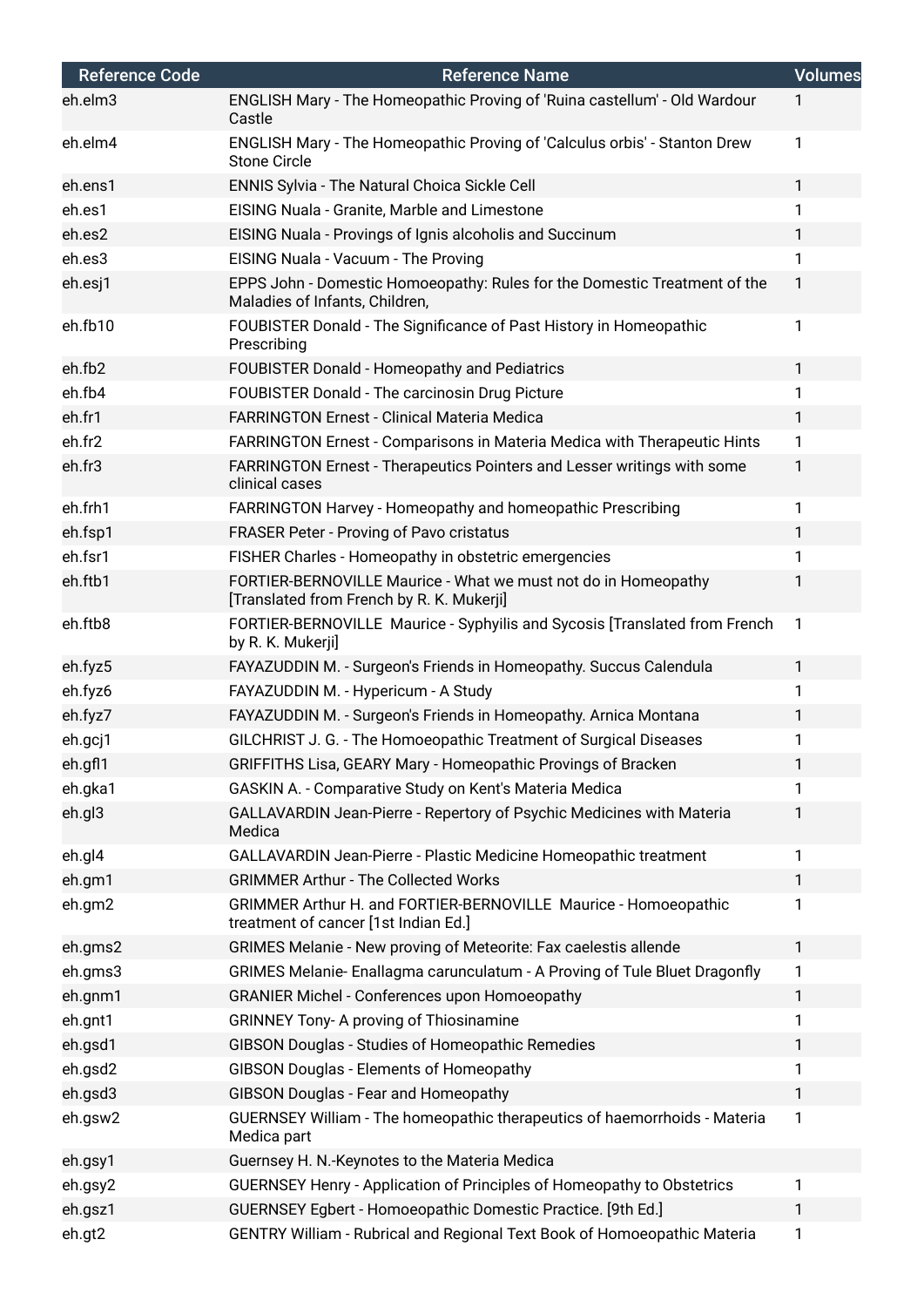| Reference Code | Reference Name | Volumes |
|---|---|---|
| eh.elm3 | ENGLISH Mary - The Homeopathic Proving of 'Ruina castellum' - Old Wardour Castle | 1 |
| eh.elm4 | ENGLISH Mary - The Homeopathic Proving of 'Calculus orbis' - Stanton Drew Stone Circle | 1 |
| eh.ens1 | ENNIS Sylvia - The Natural Choica Sickle Cell | 1 |
| eh.es1 | EISING Nuala - Granite, Marble and Limestone | 1 |
| eh.es2 | EISING Nuala - Provings of Ignis alcoholis and Succinum | 1 |
| eh.es3 | EISING Nuala - Vacuum - The Proving | 1 |
| eh.esj1 | EPPS John - Domestic Homoeopathy: Rules for the Domestic Treatment of the Maladies of Infants, Children, | 1 |
| eh.fb10 | FOUBISTER Donald - The Significance of Past History in Homeopathic Prescribing | 1 |
| eh.fb2 | FOUBISTER Donald - Homeopathy and Pediatrics | 1 |
| eh.fb4 | FOUBISTER Donald - The carcinosin Drug Picture | 1 |
| eh.fr1 | FARRINGTON Ernest - Clinical Materia Medica | 1 |
| eh.fr2 | FARRINGTON Ernest - Comparisons in Materia Medica with Therapeutic Hints | 1 |
| eh.fr3 | FARRINGTON Ernest - Therapeutics Pointers and Lesser writings with some clinical cases | 1 |
| eh.frh1 | FARRINGTON Harvey - Homeopathy and homeopathic Prescribing | 1 |
| eh.fsp1 | FRASER Peter - Proving of Pavo cristatus | 1 |
| eh.fsr1 | FISHER Charles - Homeopathy in obstetric emergencies | 1 |
| eh.ftb1 | FORTIER-BERNOVILLE Maurice - What we must not do in Homeopathy [Translated from French by R. K. Mukerji] | 1 |
| eh.ftb8 | FORTIER-BERNOVILLE Maurice - Syphyilis and Sycosis [Translated from French by R. K. Mukerji] | 1 |
| eh.fyz5 | FAYAZUDDIN M. - Surgeon's Friends in Homeopathy. Succus Calendula | 1 |
| eh.fyz6 | FAYAZUDDIN M. - Hypericum - A Study | 1 |
| eh.fyz7 | FAYAZUDDIN M. - Surgeon's Friends in Homeopathy. Arnica Montana | 1 |
| eh.gcj1 | GILCHRIST J. G. - The Homoeopathic Treatment of Surgical Diseases | 1 |
| eh.gfl1 | GRIFFITHS Lisa, GEARY Mary - Homeopathic Provings of Bracken | 1 |
| eh.gka1 | GASKIN A. - Comparative Study on Kent's Materia Medica | 1 |
| eh.gl3 | GALLAVARDIN Jean-Pierre - Repertory of Psychic Medicines with Materia Medica | 1 |
| eh.gl4 | GALLAVARDIN Jean-Pierre - Plastic Medicine Homeopathic treatment | 1 |
| eh.gm1 | GRIMMER Arthur - The Collected Works | 1 |
| eh.gm2 | GRIMMER Arthur H. and FORTIER-BERNOVILLE Maurice - Homoeopathic treatment of cancer [1st Indian Ed.] | 1 |
| eh.gms2 | GRIMES Melanie - New proving of Meteorite: Fax caelestis allende | 1 |
| eh.gms3 | GRIMES Melanie- Enallagma carunculatum - A Proving of Tule Bluet Dragonfly | 1 |
| eh.gnm1 | GRANIER Michel - Conferences upon Homoeopathy | 1 |
| eh.gnt1 | GRINNEY Tony- A proving of Thiosinamine | 1 |
| eh.gsd1 | GIBSON Douglas - Studies of Homeopathic Remedies | 1 |
| eh.gsd2 | GIBSON Douglas - Elements of Homeopathy | 1 |
| eh.gsd3 | GIBSON Douglas - Fear and Homeopathy | 1 |
| eh.gsw2 | GUERNSEY William - The homeopathic therapeutics of haemorrhoids - Materia Medica part | 1 |
| eh.gsy1 | Guernsey H. N.-Keynotes to the Materia Medica | |
| eh.gsy2 | GUERNSEY Henry - Application of Principles of Homeopathy to Obstetrics | 1 |
| eh.gsz1 | GUERNSEY Egbert - Homoeopathic Domestic Practice. [9th Ed.] | 1 |
| eh.gt2 | GENTRY William - Rubrical and Regional Text Book of Homoeopathic Materia | 1 |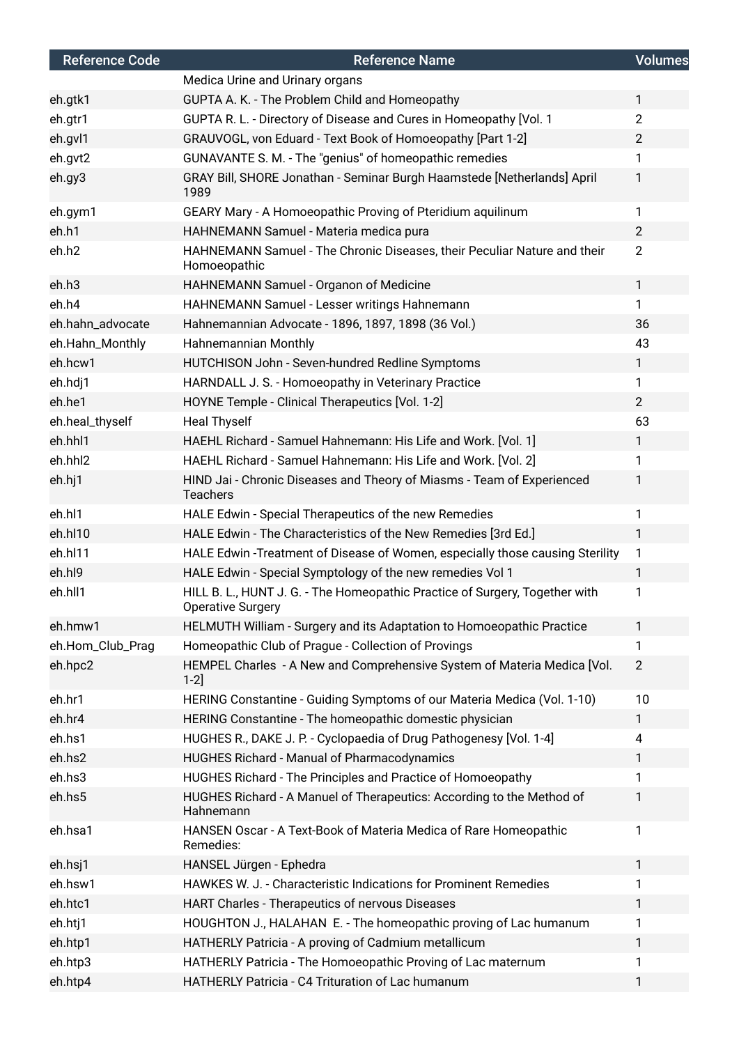| Reference Code | Reference Name | Volumes |
|---|---|---|
| | Medica Urine and Urinary organs | |
| eh.gtk1 | GUPTA A. K. - The Problem Child and Homeopathy | 1 |
| eh.gtr1 | GUPTA R. L. - Directory of Disease and Cures in Homeopathy [Vol. 1 | 2 |
| eh.gvl1 | GRAUVOGL, von Eduard - Text Book of Homoeopathy [Part 1-2] | 2 |
| eh.gvt2 | GUNAVANTE S. M. - The "genius" of homeopathic remedies | 1 |
| eh.gy3 | GRAY Bill, SHORE Jonathan - Seminar Burgh Haamstede [Netherlands] April 1989 | 1 |
| eh.gym1 | GEARY Mary - A Homoeopathic Proving of Pteridium aquilinum | 1 |
| eh.h1 | HAHNEMANN Samuel - Materia medica pura | 2 |
| eh.h2 | HAHNEMANN Samuel - The Chronic Diseases, their Peculiar Nature and their Homoeopathic | 2 |
| eh.h3 | HAHNEMANN Samuel - Organon of Medicine | 1 |
| eh.h4 | HAHNEMANN Samuel - Lesser writings Hahnemann | 1 |
| eh.hahn_advocate | Hahnemannian Advocate - 1896, 1897, 1898 (36 Vol.) | 36 |
| eh.Hahn_Monthly | Hahnemannian Monthly | 43 |
| eh.hcw1 | HUTCHISON John - Seven-hundred Redline Symptoms | 1 |
| eh.hdj1 | HARNDALL J. S. - Homoeopathy in Veterinary Practice | 1 |
| eh.he1 | HOYNE Temple - Clinical Therapeutics [Vol. 1-2] | 2 |
| eh.heal_thyself | Heal Thyself | 63 |
| eh.hhl1 | HAEHL Richard - Samuel Hahnemann: His Life and Work. [Vol. 1] | 1 |
| eh.hhl2 | HAEHL Richard - Samuel Hahnemann: His Life and Work. [Vol. 2] | 1 |
| eh.hj1 | HIND Jai - Chronic Diseases and Theory of Miasms - Team of Experienced Teachers | 1 |
| eh.hl1 | HALE Edwin - Special Therapeutics of the new Remedies | 1 |
| eh.hl10 | HALE Edwin - The Characteristics of the New Remedies [3rd Ed.] | 1 |
| eh.hl11 | HALE Edwin -Treatment of Disease of Women, especially those causing Sterility | 1 |
| eh.hl9 | HALE Edwin - Special Symptology of the new remedies Vol 1 | 1 |
| eh.hll1 | HILL B. L., HUNT J. G. - The Homeopathic Practice of Surgery, Together with Operative Surgery | 1 |
| eh.hmw1 | HELMUTH William - Surgery and its Adaptation to Homoeopathic Practice | 1 |
| eh.Hom_Club_Prag | Homeopathic Club of Prague - Collection of Provings | 1 |
| eh.hpc2 | HEMPEL Charles - A New and Comprehensive System of Materia Medica [Vol. 1-2] | 2 |
| eh.hr1 | HERING Constantine - Guiding Symptoms of our Materia Medica (Vol. 1-10) | 10 |
| eh.hr4 | HERING Constantine - The homeopathic domestic physician | 1 |
| eh.hs1 | HUGHES R., DAKE J. P. - Cyclopaedia of Drug Pathogenesy [Vol. 1-4] | 4 |
| eh.hs2 | HUGHES Richard - Manual of Pharmacodynamics | 1 |
| eh.hs3 | HUGHES Richard - The Principles and Practice of Homoeopathy | 1 |
| eh.hs5 | HUGHES Richard - A Manuel of Therapeutics: According to the Method of Hahnemann | 1 |
| eh.hsa1 | HANSEN Oscar - A Text-Book of Materia Medica of Rare Homeopathic Remedies: | 1 |
| eh.hsj1 | HANSEL Jürgen - Ephedra | 1 |
| eh.hsw1 | HAWKES W. J. - Characteristic Indications for Prominent Remedies | 1 |
| eh.htc1 | HART Charles - Therapeutics of nervous Diseases | 1 |
| eh.htj1 | HOUGHTON J., HALAHAN E. - The homeopathic proving of Lac humanum | 1 |
| eh.htp1 | HATHERLY Patricia - A proving of Cadmium metallicum | 1 |
| eh.htp3 | HATHERLY Patricia - The Homoeopathic Proving of Lac maternum | 1 |
| eh.htp4 | HATHERLY Patricia - C4 Trituration of Lac humanum | 1 |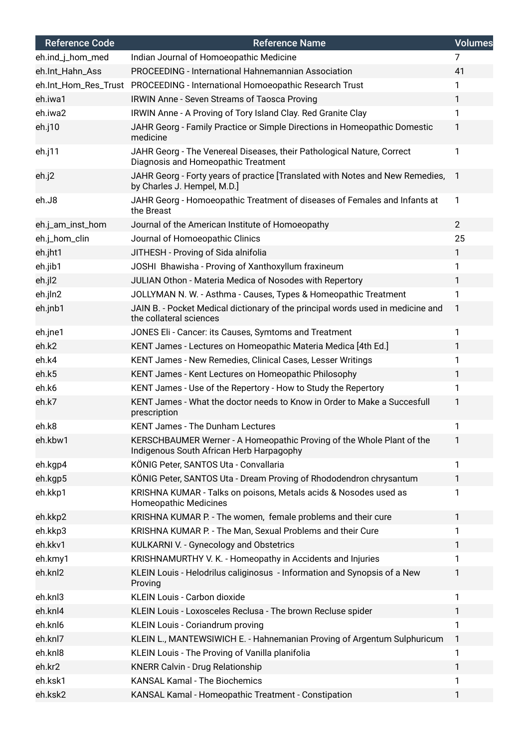| Reference Code | Reference Name | Volumes |
|---|---|---|
| eh.ind_j_hom_med | Indian Journal of Homoeopathic Medicine | 7 |
| eh.Int_Hahn_Ass | PROCEEDING - International Hahnemannian Association | 41 |
| eh.Int_Hom_Res_Trust | PROCEEDING - International Homoeopathic Research Trust | 1 |
| eh.iwa1 | IRWIN Anne - Seven Streams of Taosca Proving | 1 |
| eh.iwa2 | IRWIN Anne - A Proving of Tory Island Clay. Red Granite Clay | 1 |
| eh.j10 | JAHR Georg - Family Practice or Simple Directions in Homeopathic Domestic medicine | 1 |
| eh.j11 | JAHR Georg - The Venereal Diseases, their Pathological Nature, Correct Diagnosis and Homeopathic Treatment | 1 |
| eh.j2 | JAHR Georg - Forty years of practice [Translated with Notes and New Remedies, by Charles J. Hempel, M.D.] | 1 |
| eh.J8 | JAHR Georg - Homoeopathic Treatment of diseases of Females and Infants at the Breast | 1 |
| eh.j_am_inst_hom | Journal of the American Institute of Homoeopathy | 2 |
| eh.j_hom_clin | Journal of Homoeopathic Clinics | 25 |
| eh.jht1 | JITHESH - Proving of Sida alnifolia | 1 |
| eh.jib1 | JOSHI Bhawisha - Proving of Xanthoxyllum fraxineum | 1 |
| eh.jl2 | JULIAN Othon - Materia Medica of Nosodes with Repertory | 1 |
| eh.jln2 | JOLLYMAN N. W. - Asthma - Causes, Types & Homeopathic Treatment | 1 |
| eh.jnb1 | JAIN B. - Pocket Medical dictionary of the principal words used in medicine and the collateral sciences | 1 |
| eh.jne1 | JONES Eli - Cancer: its Causes, Symtoms and Treatment | 1 |
| eh.k2 | KENT James - Lectures on Homeopathic Materia Medica [4th Ed.] | 1 |
| eh.k4 | KENT James - New Remedies, Clinical Cases, Lesser Writings | 1 |
| eh.k5 | KENT James - Kent Lectures on Homeopathic Philosophy | 1 |
| eh.k6 | KENT James - Use of the Repertory - How to Study the Repertory | 1 |
| eh.k7 | KENT James - What the doctor needs to Know in Order to Make a Succesfull prescription | 1 |
| eh.k8 | KENT James - The Dunham Lectures | 1 |
| eh.kbw1 | KERSCHBAUMER Werner - A Homeopathic Proving of the Whole Plant of the Indigenous South African Herb Harpagophy | 1 |
| eh.kgp4 | KÖNIG Peter, SANTOS Uta - Convallaria | 1 |
| eh.kgp5 | KÖNIG Peter, SANTOS Uta - Dream Proving of Rhododendron chrysantum | 1 |
| eh.kkp1 | KRISHNA KUMAR - Talks on poisons, Metals acids & Nosodes used as Homeopathic Medicines | 1 |
| eh.kkp2 | KRISHNA KUMAR P. - The women, female problems and their cure | 1 |
| eh.kkp3 | KRISHNA KUMAR P. - The Man, Sexual Problems and their Cure | 1 |
| eh.kkv1 | KULKARNI V. - Gynecology and Obstetrics | 1 |
| eh.kmy1 | KRISHNAMURTHY V. K. - Homeopathy in Accidents and Injuries | 1 |
| eh.knl2 | KLEIN Louis - Helodrilus caliginosus - Information and Synopsis of a New Proving | 1 |
| eh.knl3 | KLEIN Louis - Carbon dioxide | 1 |
| eh.knl4 | KLEIN Louis - Loxosceles Reclusa - The brown Recluse spider | 1 |
| eh.knl6 | KLEIN Louis - Coriandrum proving | 1 |
| eh.knl7 | KLEIN L., MANTEWSIWICH E. - Hahnemanian Proving of Argentum Sulphuricum | 1 |
| eh.knl8 | KLEIN Louis - The Proving of Vanilla planifolia | 1 |
| eh.kr2 | KNERR Calvin - Drug Relationship | 1 |
| eh.ksk1 | KANSAL Kamal - The Biochemics | 1 |
| eh.ksk2 | KANSAL Kamal - Homeopathic Treatment - Constipation | 1 |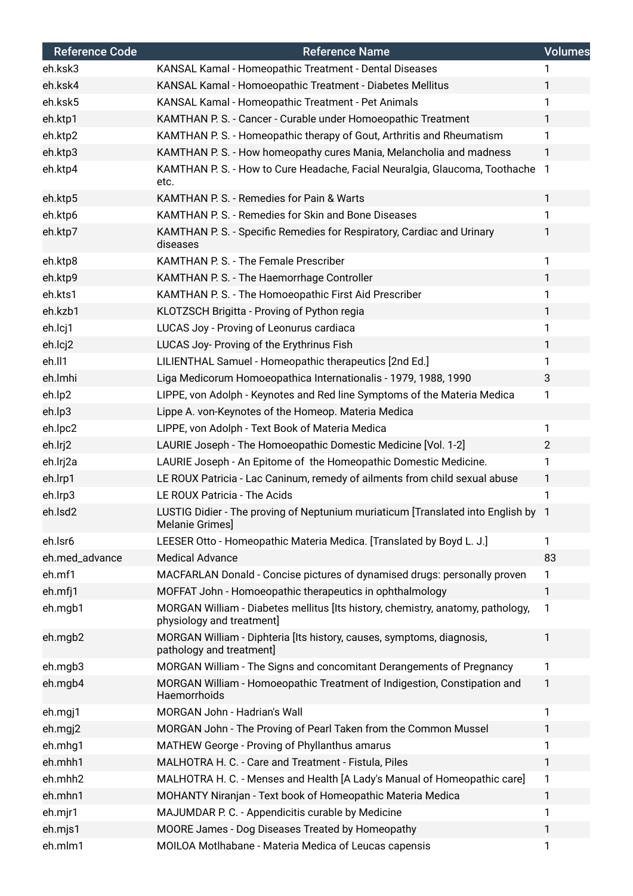| Reference Code | Reference Name | Volumes |
| --- | --- | --- |
| eh.ksk3 | KANSAL Kamal - Homeopathic Treatment - Dental Diseases | 1 |
| eh.ksk4 | KANSAL Kamal - Homoeopathic Treatment - Diabetes Mellitus | 1 |
| eh.ksk5 | KANSAL Kamal - Homeopathic Treatment - Pet Animals | 1 |
| eh.ktp1 | KAMTHAN P. S. - Cancer - Curable under Homoeopathic Treatment | 1 |
| eh.ktp2 | KAMTHAN P. S. - Homeopathic therapy of Gout, Arthritis and Rheumatism | 1 |
| eh.ktp3 | KAMTHAN P. S. - How homeopathy cures Mania, Melancholia and madness | 1 |
| eh.ktp4 | KAMTHAN P. S. - How to Cure Headache, Facial Neuralgia, Glaucoma, Toothache etc. | 1 |
| eh.ktp5 | KAMTHAN P. S. - Remedies for Pain & Warts | 1 |
| eh.ktp6 | KAMTHAN P. S. - Remedies for Skin and Bone Diseases | 1 |
| eh.ktp7 | KAMTHAN P. S. - Specific Remedies for Respiratory, Cardiac and Urinary diseases | 1 |
| eh.ktp8 | KAMTHAN P. S. - The Female Prescriber | 1 |
| eh.ktp9 | KAMTHAN P. S. - The Haemorrhage Controller | 1 |
| eh.kts1 | KAMTHAN P. S. - The Homoeopathic First Aid Prescriber | 1 |
| eh.kzb1 | KLOTZSCH Brigitta - Proving of Python regia | 1 |
| eh.lcj1 | LUCAS Joy - Proving of Leonurus cardiaca | 1 |
| eh.lcj2 | LUCAS Joy- Proving of the Erythrinus Fish | 1 |
| eh.ll1 | LILIENTHAL Samuel - Homeopathic therapeutics [2nd Ed.] | 1 |
| eh.lmhi | Liga Medicorum Homoeopathica Internationalis - 1979, 1988, 1990 | 3 |
| eh.lp2 | LIPPE, von Adolph - Keynotes and Red line Symptoms of the Materia Medica | 1 |
| eh.lp3 | Lippe A. von-Keynotes of the Homeop. Materia Medica | |
| eh.lpc2 | LIPPE, von Adolph - Text Book of Materia Medica | 1 |
| eh.lrj2 | LAURIE Joseph - The Homoeopathic Domestic Medicine [Vol. 1-2] | 2 |
| eh.lrj2a | LAURIE Joseph - An Epitome of the Homeopathic Domestic Medicine. | 1 |
| eh.lrp1 | LE ROUX Patricia - Lac Caninum, remedy of ailments from child sexual abuse | 1 |
| eh.lrp3 | LE ROUX Patricia - The Acids | 1 |
| eh.lsd2 | LUSTIG Didier - The proving of Neptunium muriaticum [Translated into English by Melanie Grimes] | 1 |
| eh.lsr6 | LEESER Otto - Homeopathic Materia Medica. [Translated by Boyd L. J.] | 1 |
| eh.med_advance | Medical Advance | 83 |
| eh.mf1 | MACFARLAN Donald - Concise pictures of dynamised drugs: personally proven | 1 |
| eh.mfj1 | MOFFAT John - Homoeopathic therapeutics in ophthalmology | 1 |
| eh.mgb1 | MORGAN William - Diabetes mellitus [Its history, chemistry, anatomy, pathology, physiology and treatment] | 1 |
| eh.mgb2 | MORGAN William - Diphteria [Its history, causes, symptoms, diagnosis, pathology and treatment] | 1 |
| eh.mgb3 | MORGAN William - The Signs and concomitant Derangements of Pregnancy | 1 |
| eh.mgb4 | MORGAN William - Homoeopathic Treatment of Indigestion, Constipation and Haemorrhoids | 1 |
| eh.mgj1 | MORGAN John - Hadrian's Wall | 1 |
| eh.mgj2 | MORGAN John - The Proving of Pearl Taken from the Common Mussel | 1 |
| eh.mhg1 | MATHEW George - Proving of Phyllanthus amarus | 1 |
| eh.mhh1 | MALHOTRA H. C. - Care and Treatment - Fistula, Piles | 1 |
| eh.mhh2 | MALHOTRA H. C. - Menses and Health [A Lady's Manual of Homeopathic care] | 1 |
| eh.mhn1 | MOHANTY Niranjan - Text book of Homeopathic Materia Medica | 1 |
| eh.mjr1 | MAJUMDAR P. C. - Appendicitis curable by Medicine | 1 |
| eh.mjs1 | MOORE James - Dog Diseases Treated by Homeopathy | 1 |
| eh.mlm1 | MOILOA Motlhabane - Materia Medica of Leucas capensis | 1 |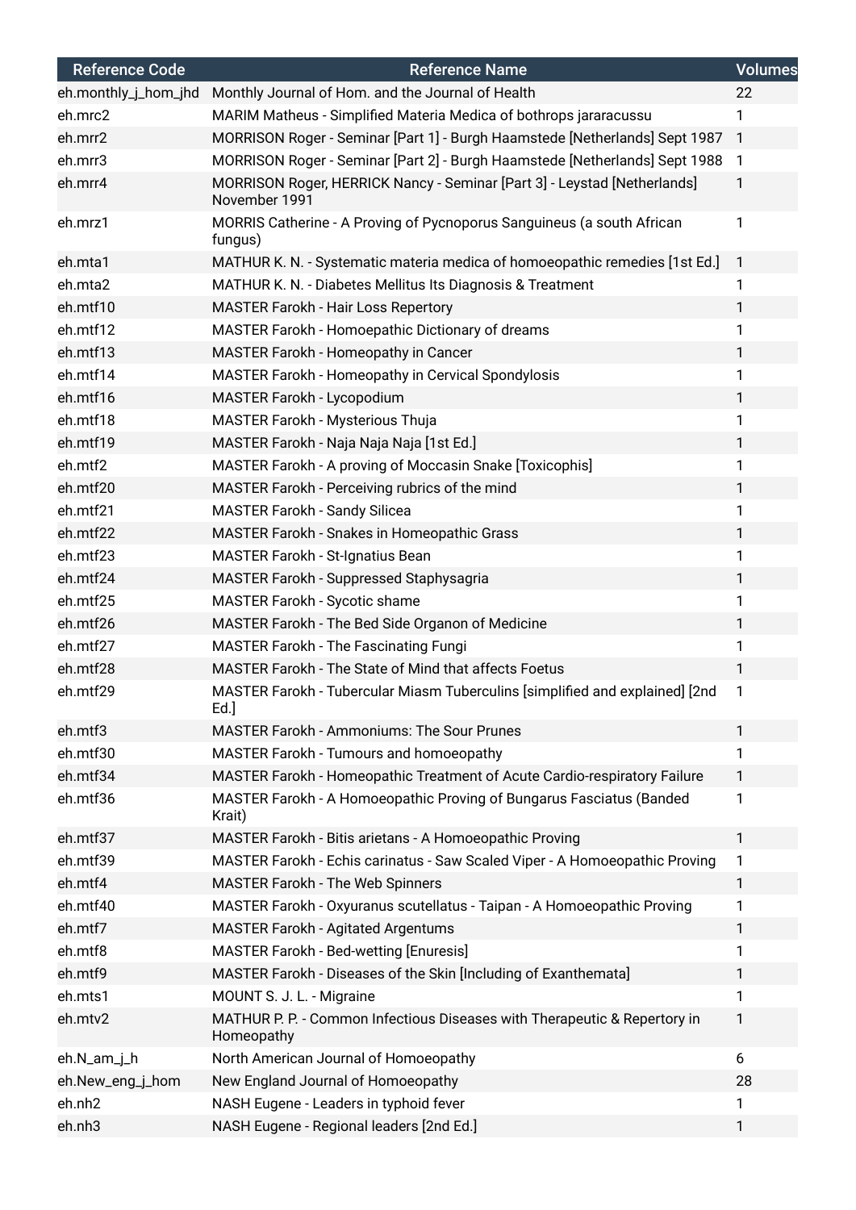| Reference Code | Reference Name | Volumes |
| --- | --- | --- |
| eh.monthly_j_hom_jhd | Monthly Journal of Hom. and the Journal of Health | 22 |
| eh.mrc2 | MARIM Matheus - Simplified Materia Medica of bothrops jararacussu | 1 |
| eh.mrr2 | MORRISON Roger - Seminar [Part 1] - Burgh Haamstede [Netherlands] Sept 1987 | 1 |
| eh.mrr3 | MORRISON Roger - Seminar [Part 2] - Burgh Haamstede [Netherlands] Sept 1988 | 1 |
| eh.mrr4 | MORRISON Roger, HERRICK Nancy - Seminar [Part 3] - Leystad [Netherlands] November 1991 | 1 |
| eh.mrz1 | MORRIS Catherine - A Proving of Pycnoporus Sanguineus (a south African fungus) | 1 |
| eh.mta1 | MATHUR K. N. - Systematic materia medica of homoeopathic remedies [1st Ed.] | 1 |
| eh.mta2 | MATHUR K. N. - Diabetes Mellitus Its Diagnosis & Treatment | 1 |
| eh.mtf10 | MASTER Farokh - Hair Loss Repertory | 1 |
| eh.mtf12 | MASTER Farokh - Homoepathic Dictionary of dreams | 1 |
| eh.mtf13 | MASTER Farokh - Homeopathy in Cancer | 1 |
| eh.mtf14 | MASTER Farokh - Homeopathy in Cervical Spondylosis | 1 |
| eh.mtf16 | MASTER Farokh - Lycopodium | 1 |
| eh.mtf18 | MASTER Farokh - Mysterious Thuja | 1 |
| eh.mtf19 | MASTER Farokh - Naja Naja Naja [1st Ed.] | 1 |
| eh.mtf2 | MASTER Farokh - A proving of Moccasin Snake [Toxicophis] | 1 |
| eh.mtf20 | MASTER Farokh - Perceiving rubrics of the mind | 1 |
| eh.mtf21 | MASTER Farokh - Sandy Silicea | 1 |
| eh.mtf22 | MASTER Farokh - Snakes in Homeopathic Grass | 1 |
| eh.mtf23 | MASTER Farokh - St-Ignatius Bean | 1 |
| eh.mtf24 | MASTER Farokh - Suppressed Staphysagria | 1 |
| eh.mtf25 | MASTER Farokh - Sycotic shame | 1 |
| eh.mtf26 | MASTER Farokh - The Bed Side Organon of Medicine | 1 |
| eh.mtf27 | MASTER Farokh - The Fascinating Fungi | 1 |
| eh.mtf28 | MASTER Farokh - The State of Mind that affects Foetus | 1 |
| eh.mtf29 | MASTER Farokh - Tubercular Miasm Tuberculins [simplified and explained] [2nd Ed.] | 1 |
| eh.mtf3 | MASTER Farokh - Ammoniums: The Sour Prunes | 1 |
| eh.mtf30 | MASTER Farokh - Tumours and homoeopathy | 1 |
| eh.mtf34 | MASTER Farokh - Homeopathic Treatment of Acute Cardio-respiratory Failure | 1 |
| eh.mtf36 | MASTER Farokh - A Homoeopathic Proving of Bungarus Fasciatus (Banded Krait) | 1 |
| eh.mtf37 | MASTER Farokh - Bitis arietans - A Homoeopathic Proving | 1 |
| eh.mtf39 | MASTER Farokh - Echis carinatus - Saw Scaled Viper - A Homoeopathic Proving | 1 |
| eh.mtf4 | MASTER Farokh - The Web Spinners | 1 |
| eh.mtf40 | MASTER Farokh - Oxyuranus scutellatus - Taipan - A Homoeopathic Proving | 1 |
| eh.mtf7 | MASTER Farokh - Agitated Argentums | 1 |
| eh.mtf8 | MASTER Farokh - Bed-wetting [Enuresis] | 1 |
| eh.mtf9 | MASTER Farokh - Diseases of the Skin [Including of Exanthemata] | 1 |
| eh.mts1 | MOUNT S. J. L. - Migraine | 1 |
| eh.mtv2 | MATHUR P. P. - Common Infectious Diseases with Therapeutic & Repertory in Homeopathy | 1 |
| eh.N_am_j_h | North American Journal of Homoeopathy | 6 |
| eh.New_eng_j_hom | New England Journal of Homoeopathy | 28 |
| eh.nh2 | NASH Eugene - Leaders in typhoid fever | 1 |
| eh.nh3 | NASH Eugene - Regional leaders [2nd Ed.] | 1 |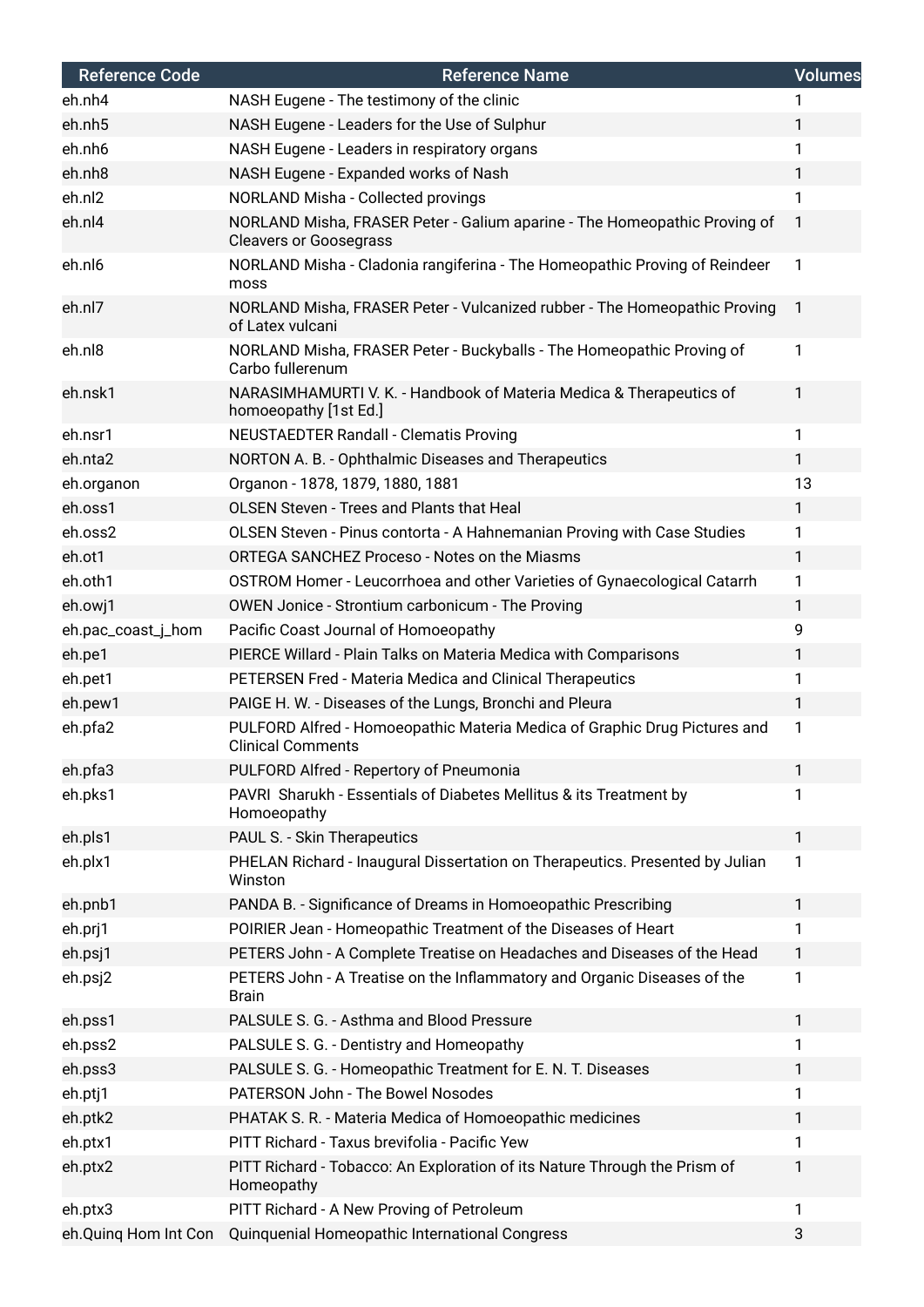| Reference Code | Reference Name | Volumes |
|---|---|---|
| eh.nh4 | NASH Eugene - The testimony of the clinic | 1 |
| eh.nh5 | NASH Eugene - Leaders for the Use of Sulphur | 1 |
| eh.nh6 | NASH Eugene - Leaders in respiratory organs | 1 |
| eh.nh8 | NASH Eugene - Expanded works of Nash | 1 |
| eh.nl2 | NORLAND Misha - Collected provings | 1 |
| eh.nl4 | NORLAND Misha, FRASER Peter - Galium aparine - The Homeopathic Proving of Cleavers or Goosegrass | 1 |
| eh.nl6 | NORLAND Misha - Cladonia rangiferina - The Homeopathic Proving of Reindeer moss | 1 |
| eh.nl7 | NORLAND Misha, FRASER Peter - Vulcanized rubber - The Homeopathic Proving of Latex vulcani | 1 |
| eh.nl8 | NORLAND Misha, FRASER Peter - Buckyballs - The Homeopathic Proving of Carbo fullerenum | 1 |
| eh.nsk1 | NARASIMHAMURTI V. K. - Handbook of Materia Medica & Therapeutics of homoeopathy [1st Ed.] | 1 |
| eh.nsr1 | NEUSTAEDTER Randall - Clematis Proving | 1 |
| eh.nta2 | NORTON A. B. - Ophthalmic Diseases and Therapeutics | 1 |
| eh.organon | Organon - 1878, 1879, 1880, 1881 | 13 |
| eh.oss1 | OLSEN Steven - Trees and Plants that Heal | 1 |
| eh.oss2 | OLSEN Steven - Pinus contorta - A Hahnemanian Proving with Case Studies | 1 |
| eh.ot1 | ORTEGA SANCHEZ Proceso - Notes on the Miasms | 1 |
| eh.oth1 | OSTROM Homer - Leucorrhoea and other Varieties of Gynaecological Catarrh | 1 |
| eh.owj1 | OWEN Jonice - Strontium carbonicum - The Proving | 1 |
| eh.pac_coast_j_hom | Pacific Coast Journal of Homoeopathy | 9 |
| eh.pe1 | PIERCE Willard - Plain Talks on Materia Medica with Comparisons | 1 |
| eh.pet1 | PETERSEN Fred - Materia Medica and Clinical Therapeutics | 1 |
| eh.pew1 | PAIGE H. W. - Diseases of the Lungs, Bronchi and Pleura | 1 |
| eh.pfa2 | PULFORD Alfred - Homoeopathic Materia Medica of Graphic Drug Pictures and Clinical Comments | 1 |
| eh.pfa3 | PULFORD Alfred - Repertory of Pneumonia | 1 |
| eh.pks1 | PAVRI Sharukh - Essentials of Diabetes Mellitus & its Treatment by Homoeopathy | 1 |
| eh.pls1 | PAUL S. - Skin Therapeutics | 1 |
| eh.plx1 | PHELAN Richard - Inaugural Dissertation on Therapeutics. Presented by Julian Winston | 1 |
| eh.pnb1 | PANDA B. - Significance of Dreams in Homoeopathic Prescribing | 1 |
| eh.prj1 | POIRIER Jean - Homeopathic Treatment of the Diseases of Heart | 1 |
| eh.psj1 | PETERS John - A Complete Treatise on Headaches and Diseases of the Head | 1 |
| eh.psj2 | PETERS John - A Treatise on the Inflammatory and Organic Diseases of the Brain | 1 |
| eh.pss1 | PALSULE S. G. - Asthma and Blood Pressure | 1 |
| eh.pss2 | PALSULE S. G. - Dentistry and Homeopathy | 1 |
| eh.pss3 | PALSULE S. G. - Homeopathic Treatment for E. N. T. Diseases | 1 |
| eh.ptj1 | PATERSON John - The Bowel Nosodes | 1 |
| eh.ptk2 | PHATAK S. R. - Materia Medica of Homoeopathic medicines | 1 |
| eh.ptx1 | PITT Richard - Taxus brevifolia - Pacific Yew | 1 |
| eh.ptx2 | PITT Richard - Tobacco: An Exploration of its Nature Through the Prism of Homeopathy | 1 |
| eh.ptx3 | PITT Richard - A New Proving of Petroleum | 1 |
| eh.Quinq Hom Int Con | Quinquenial Homeopathic International Congress | 3 |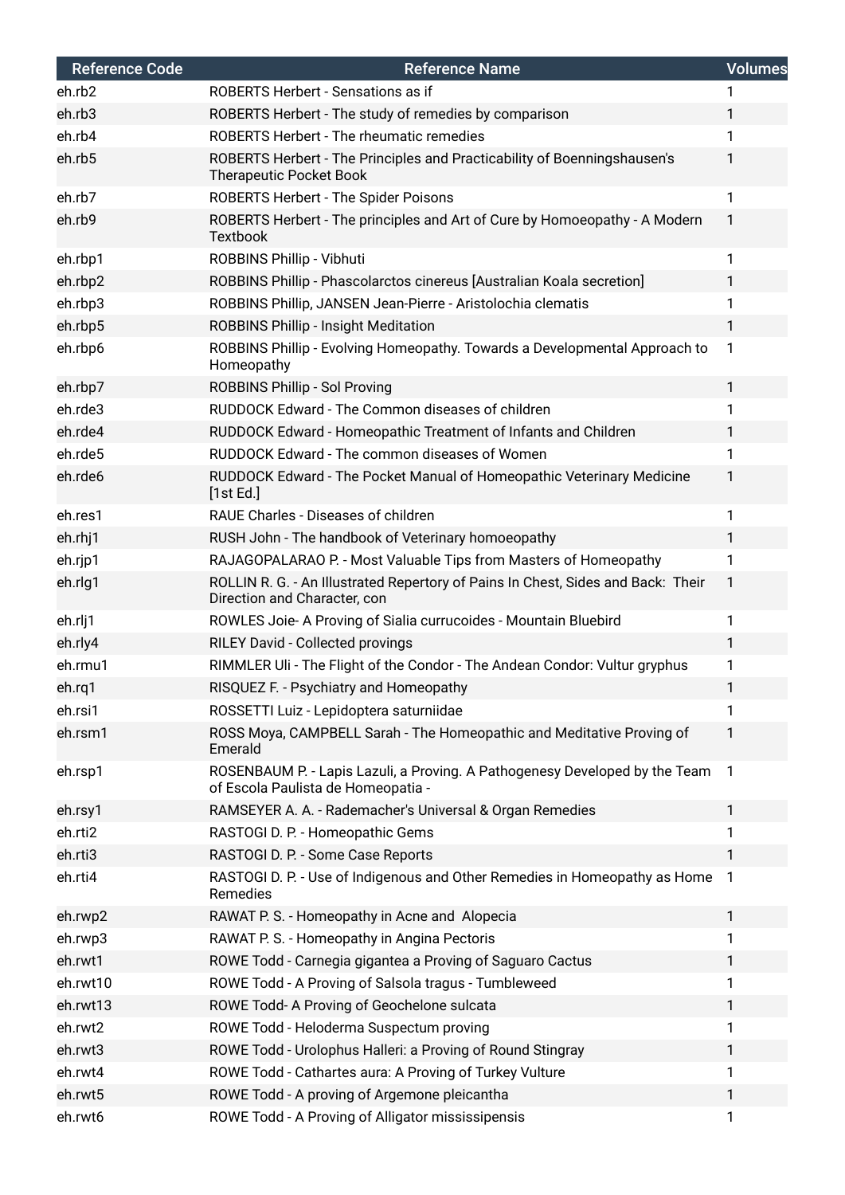| Reference Code | Reference Name | Volumes |
| --- | --- | --- |
| eh.rb2 | ROBERTS Herbert - Sensations as if | 1 |
| eh.rb3 | ROBERTS Herbert - The study of remedies by comparison | 1 |
| eh.rb4 | ROBERTS Herbert - The rheumatic remedies | 1 |
| eh.rb5 | ROBERTS Herbert - The Principles and Practicability of Boenningshausen's Therapeutic Pocket Book | 1 |
| eh.rb7 | ROBERTS Herbert - The Spider Poisons | 1 |
| eh.rb9 | ROBERTS Herbert - The principles and Art of Cure by Homoeopathy - A Modern Textbook | 1 |
| eh.rbp1 | ROBBINS Phillip - Vibhuti | 1 |
| eh.rbp2 | ROBBINS Phillip - Phascolarctos cinereus [Australian Koala secretion] | 1 |
| eh.rbp3 | ROBBINS Phillip, JANSEN Jean-Pierre - Aristolochia clematis | 1 |
| eh.rbp5 | ROBBINS Phillip - Insight Meditation | 1 |
| eh.rbp6 | ROBBINS Phillip - Evolving Homeopathy. Towards a Developmental Approach to Homeopathy | 1 |
| eh.rbp7 | ROBBINS Phillip - Sol Proving | 1 |
| eh.rde3 | RUDDOCK Edward - The Common diseases of children | 1 |
| eh.rde4 | RUDDOCK Edward - Homeopathic Treatment of Infants and Children | 1 |
| eh.rde5 | RUDDOCK Edward - The common diseases of Women | 1 |
| eh.rde6 | RUDDOCK Edward - The Pocket Manual of Homeopathic Veterinary Medicine [1st Ed.] | 1 |
| eh.res1 | RAUE Charles - Diseases of children | 1 |
| eh.rhj1 | RUSH John - The handbook of Veterinary homoeopathy | 1 |
| eh.rjp1 | RAJAGOPALARAO P. - Most Valuable Tips from Masters of Homeopathy | 1 |
| eh.rlg1 | ROLLIN R. G. - An Illustrated Repertory of Pains In Chest, Sides and Back: Their Direction and Character, con | 1 |
| eh.rlj1 | ROWLES Joie- A Proving of Sialia currucoides - Mountain Bluebird | 1 |
| eh.rly4 | RILEY David - Collected provings | 1 |
| eh.rmu1 | RIMMLER Uli - The Flight of the Condor - The Andean Condor: Vultur gryphus | 1 |
| eh.rq1 | RISQUEZ F. - Psychiatry and Homeopathy | 1 |
| eh.rsi1 | ROSSETTI Luiz - Lepidoptera saturniidae | 1 |
| eh.rsm1 | ROSS Moya, CAMPBELL Sarah - The Homeopathic and Meditative Proving of Emerald | 1 |
| eh.rsp1 | ROSENBAUM P. - Lapis Lazuli, a Proving. A Pathogenesy Developed by the Team of Escola Paulista de Homeopatia - | 1 |
| eh.rsy1 | RAMSEYER A. A. - Rademacher's Universal & Organ Remedies | 1 |
| eh.rti2 | RASTOGI D. P. - Homeopathic Gems | 1 |
| eh.rti3 | RASTOGI D. P. - Some Case Reports | 1 |
| eh.rti4 | RASTOGI D. P. - Use of Indigenous and Other Remedies in Homeopathy as Home Remedies | 1 |
| eh.rwp2 | RAWAT P. S. - Homeopathy in Acne and Alopecia | 1 |
| eh.rwp3 | RAWAT P. S. - Homeopathy in Angina Pectoris | 1 |
| eh.rwt1 | ROWE Todd - Carnegia gigantea a Proving of Saguaro Cactus | 1 |
| eh.rwt10 | ROWE Todd - A Proving of Salsola tragus - Tumbleweed | 1 |
| eh.rwt13 | ROWE Todd- A Proving of Geochelone sulcata | 1 |
| eh.rwt2 | ROWE Todd - Heloderma Suspectum proving | 1 |
| eh.rwt3 | ROWE Todd - Urolophus Halleri: a Proving of Round Stingray | 1 |
| eh.rwt4 | ROWE Todd - Cathartes aura: A Proving of Turkey Vulture | 1 |
| eh.rwt5 | ROWE Todd - A proving of Argemone pleicantha | 1 |
| eh.rwt6 | ROWE Todd - A Proving of Alligator mississipensis | 1 |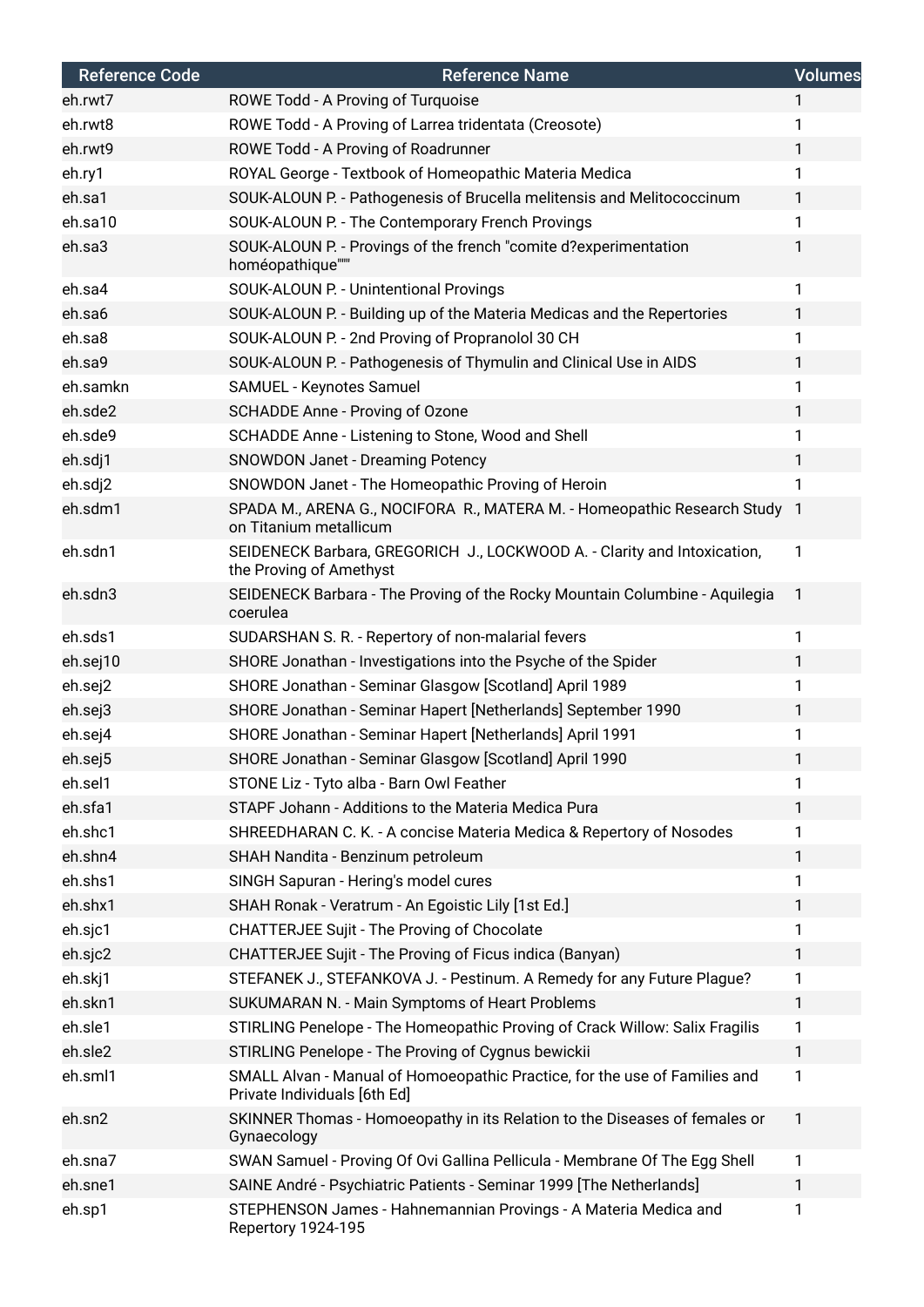| Reference Code | Reference Name | Volumes |
| --- | --- | --- |
| eh.rwt7 | ROWE Todd - A Proving of Turquoise | 1 |
| eh.rwt8 | ROWE Todd - A Proving of Larrea tridentata (Creosote) | 1 |
| eh.rwt9 | ROWE Todd - A Proving of Roadrunner | 1 |
| eh.ry1 | ROYAL George - Textbook of Homeopathic Materia Medica | 1 |
| eh.sa1 | SOUK-ALOUN P. - Pathogenesis of Brucella melitensis and Melitococcinum | 1 |
| eh.sa10 | SOUK-ALOUN P. - The Contemporary French Provings | 1 |
| eh.sa3 | SOUK-ALOUN P. - Provings of the french "comite d?experimentation homéopathique""" | 1 |
| eh.sa4 | SOUK-ALOUN P. - Unintentional Provings | 1 |
| eh.sa6 | SOUK-ALOUN P. - Building up of the Materia Medicas and the Repertories | 1 |
| eh.sa8 | SOUK-ALOUN P. - 2nd Proving of Propranolol 30 CH | 1 |
| eh.sa9 | SOUK-ALOUN P. - Pathogenesis of Thymulin and Clinical Use in AIDS | 1 |
| eh.samkn | SAMUEL - Keynotes Samuel | 1 |
| eh.sde2 | SCHADDE Anne - Proving of Ozone | 1 |
| eh.sde9 | SCHADDE Anne - Listening to Stone, Wood and Shell | 1 |
| eh.sdj1 | SNOWDON Janet - Dreaming Potency | 1 |
| eh.sdj2 | SNOWDON Janet - The Homeopathic Proving of Heroin | 1 |
| eh.sdm1 | SPADA M., ARENA G., NOCIFORA R., MATERA M. - Homeopathic Research Study on Titanium metallicum | 1 |
| eh.sdn1 | SEIDENECK Barbara, GREGORICH J., LOCKWOOD A. - Clarity and Intoxication, the Proving of Amethyst | 1 |
| eh.sdn3 | SEIDENECK Barbara - The Proving of the Rocky Mountain Columbine - Aquilegia coerulea | 1 |
| eh.sds1 | SUDARSHAN S. R. - Repertory of non-malarial fevers | 1 |
| eh.sej10 | SHORE Jonathan - Investigations into the Psyche of the Spider | 1 |
| eh.sej2 | SHORE Jonathan - Seminar Glasgow [Scotland] April 1989 | 1 |
| eh.sej3 | SHORE Jonathan - Seminar Hapert [Netherlands] September 1990 | 1 |
| eh.sej4 | SHORE Jonathan - Seminar Hapert [Netherlands] April 1991 | 1 |
| eh.sej5 | SHORE Jonathan - Seminar Glasgow [Scotland] April 1990 | 1 |
| eh.sel1 | STONE Liz - Tyto alba - Barn Owl Feather | 1 |
| eh.sfa1 | STAPF Johann - Additions to the Materia Medica Pura | 1 |
| eh.shc1 | SHREEDHARAN C. K. - A concise Materia Medica & Repertory of Nosodes | 1 |
| eh.shn4 | SHAH Nandita - Benzinum petroleum | 1 |
| eh.shs1 | SINGH Sapuran - Hering's model cures | 1 |
| eh.shx1 | SHAH Ronak - Veratrum - An Egoistic Lily [1st Ed.] | 1 |
| eh.sjc1 | CHATTERJEE Sujit - The Proving of Chocolate | 1 |
| eh.sjc2 | CHATTERJEE Sujit - The Proving of Ficus indica (Banyan) | 1 |
| eh.skj1 | STEFANEK J., STEFANKOVA J. - Pestinum. A Remedy for any Future Plague? | 1 |
| eh.skn1 | SUKUMARAN N. - Main Symptoms of Heart Problems | 1 |
| eh.sle1 | STIRLING Penelope - The Homeopathic Proving of Crack Willow: Salix Fragilis | 1 |
| eh.sle2 | STIRLING Penelope - The Proving of Cygnus bewickii | 1 |
| eh.sml1 | SMALL Alvan - Manual of Homoeopathic Practice, for the use of Families and Private Individuals [6th Ed] | 1 |
| eh.sn2 | SKINNER Thomas - Homoeopathy in its Relation to the Diseases of females or Gynaecology | 1 |
| eh.sna7 | SWAN Samuel - Proving Of Ovi Gallina Pellicula - Membrane Of The Egg Shell | 1 |
| eh.sne1 | SAINE André - Psychiatric Patients - Seminar 1999 [The Netherlands] | 1 |
| eh.sp1 | STEPHENSON James - Hahnemannian Provings - A Materia Medica and Repertory 1924-195 | 1 |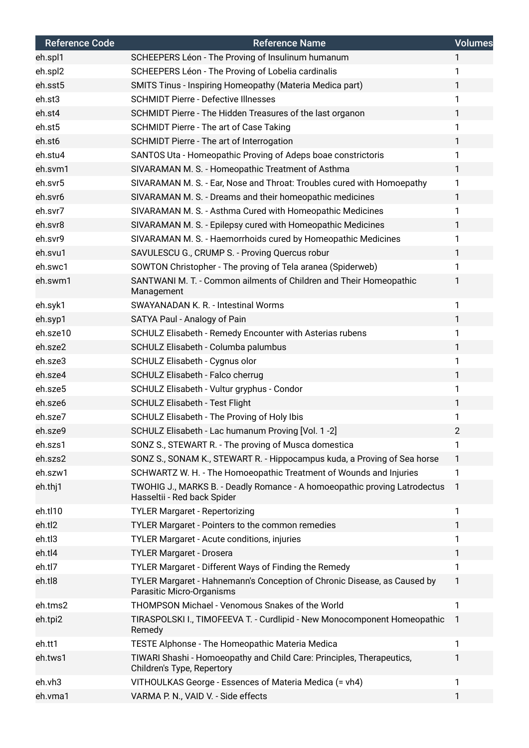| Reference Code | Reference Name | Volumes |
|---|---|---|
| eh.spl1 | SCHEEPERS Léon - The Proving of Insulinum humanum | 1 |
| eh.spl2 | SCHEEPERS Léon - The Proving of Lobelia cardinalis | 1 |
| eh.sst5 | SMITS Tinus - Inspiring Homeopathy (Materia Medica part) | 1 |
| eh.st3 | SCHMIDT Pierre - Defective Illnesses | 1 |
| eh.st4 | SCHMIDT Pierre - The Hidden Treasures of the last organon | 1 |
| eh.st5 | SCHMIDT Pierre - The art of Case Taking | 1 |
| eh.st6 | SCHMIDT Pierre - The art of Interrogation | 1 |
| eh.stu4 | SANTOS Uta - Homeopathic Proving of Adeps boae constrictoris | 1 |
| eh.svm1 | SIVARAMAN M. S. - Homeopathic Treatment of Asthma | 1 |
| eh.svr5 | SIVARAMAN M. S. - Ear, Nose and Throat: Troubles cured with Homoeopathy | 1 |
| eh.svr6 | SIVARAMAN M. S. - Dreams and their homeopathic medicines | 1 |
| eh.svr7 | SIVARAMAN M. S. - Asthma Cured with Homeopathic Medicines | 1 |
| eh.svr8 | SIVARAMAN M. S. - Epilepsy cured with Homeopathic Medicines | 1 |
| eh.svr9 | SIVARAMAN M. S. - Haemorrhoids cured by Homeopathic Medicines | 1 |
| eh.svu1 | SAVULESCU G., CRUMP S. - Proving Quercus robur | 1 |
| eh.swc1 | SOWTON Christopher - The proving of Tela aranea (Spiderweb) | 1 |
| eh.swm1 | SANTWANI M. T. - Common ailments of Children and Their Homeopathic Management | 1 |
| eh.syk1 | SWAYANADAN K. R. - Intestinal Worms | 1 |
| eh.syp1 | SATYA Paul - Analogy of Pain | 1 |
| eh.sze10 | SCHULZ Elisabeth - Remedy Encounter with Asterias rubens | 1 |
| eh.sze2 | SCHULZ Elisabeth - Columba palumbus | 1 |
| eh.sze3 | SCHULZ Elisabeth - Cygnus olor | 1 |
| eh.sze4 | SCHULZ Elisabeth - Falco cherrug | 1 |
| eh.sze5 | SCHULZ Elisabeth - Vultur gryphus - Condor | 1 |
| eh.sze6 | SCHULZ Elisabeth - Test Flight | 1 |
| eh.sze7 | SCHULZ Elisabeth - The Proving of Holy Ibis | 1 |
| eh.sze9 | SCHULZ Elisabeth - Lac humanum Proving [Vol. 1 -2] | 2 |
| eh.szs1 | SONZ S., STEWART R. - The proving of Musca domestica | 1 |
| eh.szs2 | SONZ S., SONAM K., STEWART R. - Hippocampus kuda, a Proving of Sea horse | 1 |
| eh.szw1 | SCHWARTZ W. H. - The Homoeopathic Treatment of Wounds and Injuries | 1 |
| eh.thj1 | TWOHIG J., MARKS B. - Deadly Romance - A homoeopathic proving Latrodectus Hasseltii - Red back Spider | 1 |
| eh.tl10 | TYLER Margaret - Repertorizing | 1 |
| eh.tl2 | TYLER Margaret - Pointers to the common remedies | 1 |
| eh.tl3 | TYLER Margaret - Acute conditions, injuries | 1 |
| eh.tl4 | TYLER Margaret - Drosera | 1 |
| eh.tl7 | TYLER Margaret - Different Ways of Finding the Remedy | 1 |
| eh.tl8 | TYLER Margaret - Hahnemann's Conception of Chronic Disease, as Caused by Parasitic Micro-Organisms | 1 |
| eh.tms2 | THOMPSON Michael - Venomous Snakes of the World | 1 |
| eh.tpi2 | TIRASPOLSKI I., TIMOFEEVA T. - Curdlipid - New Monocomponent Homeopathic Remedy | 1 |
| eh.tt1 | TESTE Alphonse - The Homeopathic Materia Medica | 1 |
| eh.tws1 | TIWARI Shashi - Homoeopathy and Child Care: Principles, Therapeutics, Children's Type, Repertory | 1 |
| eh.vh3 | VITHOULKAS George - Essences of Materia Medica (= vh4) | 1 |
| eh.vma1 | VARMA P. N., VAID V. - Side effects | 1 |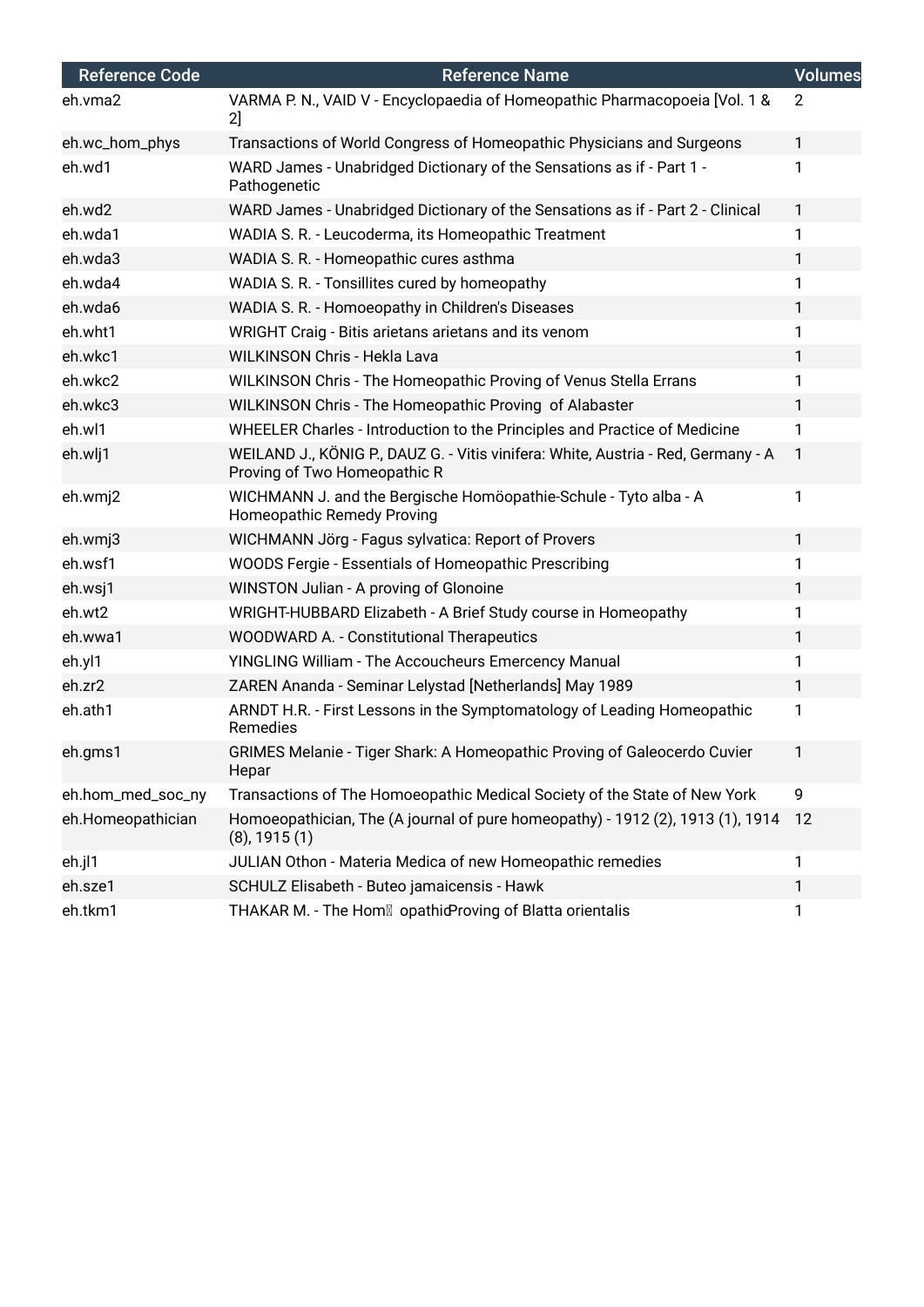| Reference Code | Reference Name | Volumes |
|---|---|---|
| eh.vma2 | VARMA P. N., VAID V - Encyclopaedia of Homeopathic Pharmacopoeia [Vol. 1 & 2] | 2 |
| eh.wc_hom_phys | Transactions of World Congress of Homeopathic Physicians and Surgeons | 1 |
| eh.wd1 | WARD James - Unabridged Dictionary of the Sensations as if - Part 1 - Pathogenetic | 1 |
| eh.wd2 | WARD James - Unabridged Dictionary of the Sensations as if - Part 2 - Clinical | 1 |
| eh.wda1 | WADIA S. R. - Leucoderma, its Homeopathic Treatment | 1 |
| eh.wda3 | WADIA S. R. - Homeopathic cures asthma | 1 |
| eh.wda4 | WADIA S. R. - Tonsillites cured by homeopathy | 1 |
| eh.wda6 | WADIA S. R. - Homoeopathy in Children's Diseases | 1 |
| eh.wht1 | WRIGHT Craig - Bitis arietans arietans and its venom | 1 |
| eh.wkc1 | WILKINSON Chris - Hekla Lava | 1 |
| eh.wkc2 | WILKINSON Chris - The Homeopathic Proving of Venus Stella Errans | 1 |
| eh.wkc3 | WILKINSON Chris - The Homeopathic Proving of Alabaster | 1 |
| eh.wl1 | WHEELER Charles - Introduction to the Principles and Practice of Medicine | 1 |
| eh.wlj1 | WEILAND J., KÖNIG P., DAUZ G. - Vitis vinifera: White, Austria - Red, Germany - A Proving of Two Homeopathic R | 1 |
| eh.wmj2 | WICHMANN J. and the Bergische Homöopathie-Schule - Tyto alba - A Homeopathic Remedy Proving | 1 |
| eh.wmj3 | WICHMANN Jörg - Fagus sylvatica: Report of Provers | 1 |
| eh.wsf1 | WOODS Fergie - Essentials of Homeopathic Prescribing | 1 |
| eh.wsj1 | WINSTON Julian - A proving of Glonoine | 1 |
| eh.wt2 | WRIGHT-HUBBARD Elizabeth - A Brief Study course in Homeopathy | 1 |
| eh.wwa1 | WOODWARD A. - Constitutional Therapeutics | 1 |
| eh.yl1 | YINGLING William - The Accoucheurs Emercency Manual | 1 |
| eh.zr2 | ZAREN Ananda - Seminar Lelystad [Netherlands] May 1989 | 1 |
| eh.ath1 | ARNDT H.R. - First Lessons in the Symptomatology of Leading Homeopathic Remedies | 1 |
| eh.gms1 | GRIMES Melanie - Tiger Shark: A Homeopathic Proving of Galeocerdo Cuvier Hepar | 1 |
| eh.hom_med_soc_ny | Transactions of The Homoeopathic Medical Society of the State of New York | 9 |
| eh.Homeopathician | Homoeopathician, The (A journal of pure homeopathy) - 1912 (2), 1913 (1), 1914 (8), 1915 (1) | 12 |
| eh.jl1 | JULIAN Othon - Materia Medica of new Homeopathic remedies | 1 |
| eh.sze1 | SCHULZ Elisabeth - Buteo jamaicensis - Hawk | 1 |
| eh.tkm1 | THAKAR M. - The Hom opathicProving of Blatta orientalis | 1 |